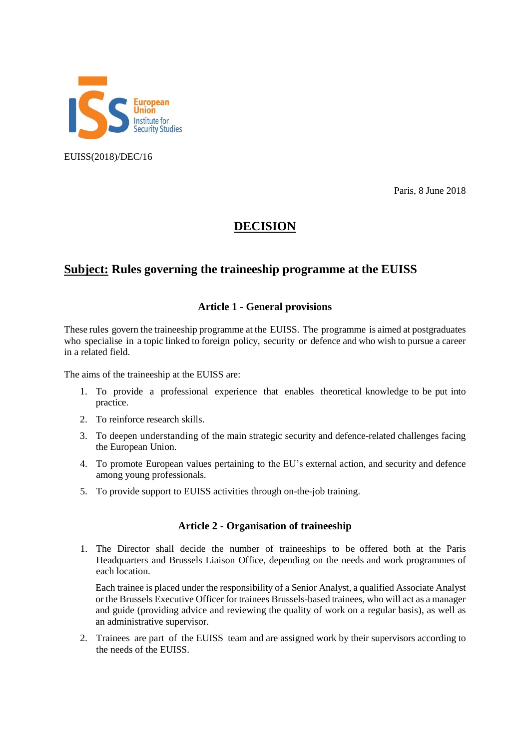EUISS(2018)/DEC/16

Paris, 8 June 2018

# DECISION

## Subject: Rules governing the traineeship programme at the EUISS

### Article 1 - General provisions

These rules govern the traineeship programme at the EUISS. The programme is aimed at postgraduates who specialise in a topic linked to foreign policy, security or defence and who wish to pursue a career in a related field.

The aims of the traineeship at the EUISS are:

1. To provide a professional experience that enables theoretical knowledge to be put into practice.
2. To reinforce research skills.
3. To deepen understanding of the main strategic security and defence-related challenges facing the European Union.
4. To promote European values pertaining to the EU's external action, and security and defence among young professionals.
5. To provide support to EUISS activities through on-the-job training.

### Article 2 - Organisation of traineeship

1. The Director shall decide the number of traineeships to be offered both at the Paris Headquarters and Brussels Liaison Office, depending on the needs and work programmes of each location.

   Each trainee is placed under the responsibility of a Senior Analyst, a qualified Associate Analyst or the Brussels Executive Officer for trainees Brussels-based trainees, who will act as a manager and guide (providing advice and reviewing the quality of work on a regular basis), as well as an administrative supervisor.

2. Trainees are part of the EUISS team and are assigned work by their supervisors according to the needs of the EUISS.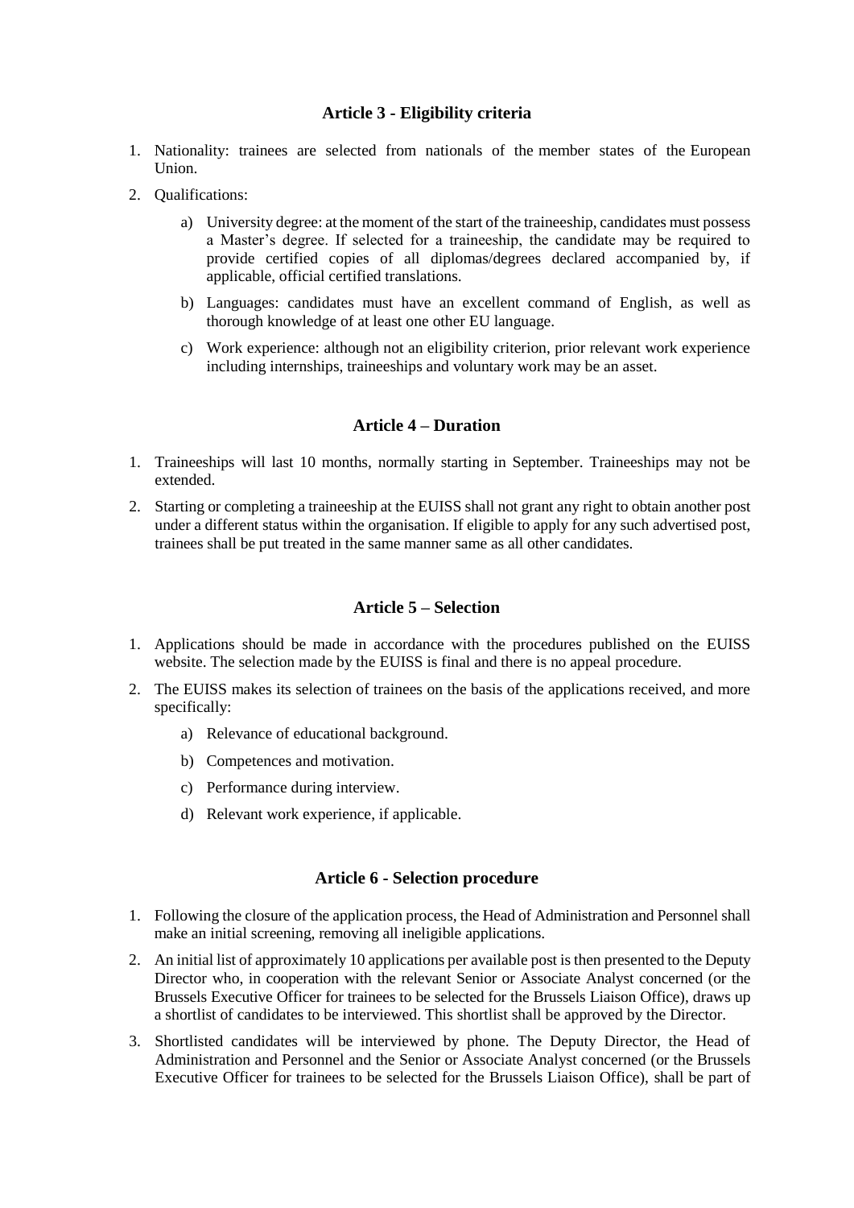## Article 3 - Eligibility criteria

1. Nationality: trainees are selected from nationals of the member states of the European Union.
2. Qualifications:
   a) University degree: at the moment of the start of the traineeship, candidates must possess a Master's degree. If selected for a traineeship, the candidate may be required to provide certified copies of all diplomas/degrees declared accompanied by, if applicable, official certified translations.
   b) Languages: candidates must have an excellent command of English, as well as thorough knowledge of at least one other EU language.
   c) Work experience: although not an eligibility criterion, prior relevant work experience including internships, traineeships and voluntary work may be an asset.

## Article 4 – Duration

1. Traineeships will last 10 months, normally starting in September. Traineeships may not be extended.
2. Starting or completing a traineeship at the EUISS shall not grant any right to obtain another post under a different status within the organisation. If eligible to apply for any such advertised post, trainees shall be put treated in the same manner same as all other candidates.

## Article 5 – Selection

1. Applications should be made in accordance with the procedures published on the EUISS website. The selection made by the EUISS is final and there is no appeal procedure.
2. The EUISS makes its selection of trainees on the basis of the applications received, and more specifically:
   a) Relevance of educational background.
   b) Competences and motivation.
   c) Performance during interview.
   d) Relevant work experience, if applicable.

## Article 6 - Selection procedure

1. Following the closure of the application process, the Head of Administration and Personnel shall make an initial screening, removing all ineligible applications.
2. An initial list of approximately 10 applications per available post is then presented to the Deputy Director who, in cooperation with the relevant Senior or Associate Analyst concerned (or the Brussels Executive Officer for trainees to be selected for the Brussels Liaison Office), draws up a shortlist of candidates to be interviewed. This shortlist shall be approved by the Director.
3. Shortlisted candidates will be interviewed by phone. The Deputy Director, the Head of Administration and Personnel and the Senior or Associate Analyst concerned (or the Brussels Executive Officer for trainees to be selected for the Brussels Liaison Office), shall be part of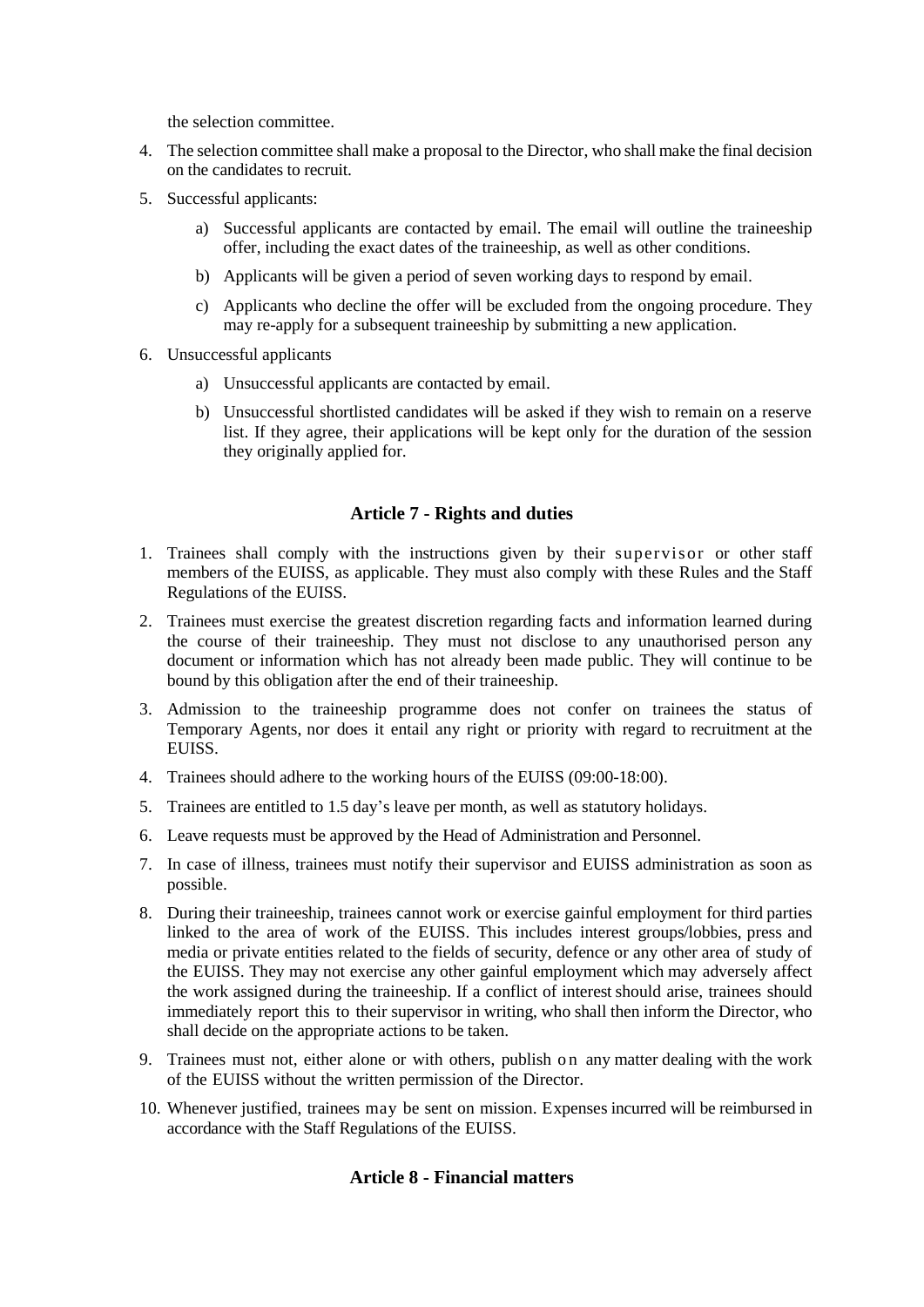the selection committee.

4. The selection committee shall make a proposal to the Director, who shall make the final decision on the candidates to recruit.
5. Successful applicants:
   a) Successful applicants are contacted by email. The email will outline the traineeship offer, including the exact dates of the traineeship, as well as other conditions.
   b) Applicants will be given a period of seven working days to respond by email.
   c) Applicants who decline the offer will be excluded from the ongoing procedure. They may re-apply for a subsequent traineeship by submitting a new application.
6. Unsuccessful applicants
   a) Unsuccessful applicants are contacted by email.
   b) Unsuccessful shortlisted candidates will be asked if they wish to remain on a reserve list. If they agree, their applications will be kept only for the duration of the session they originally applied for.

## Article 7 - Rights and duties

1. Trainees shall comply with the instructions given by their supervisor or other staff members of the EUISS, as applicable. They must also comply with these Rules and the Staff Regulations of the EUISS.
2. Trainees must exercise the greatest discretion regarding facts and information learned during the course of their traineeship. They must not disclose to any unauthorised person any document or information which has not already been made public. They will continue to be bound by this obligation after the end of their traineeship.
3. Admission to the traineeship programme does not confer on trainees the status of Temporary Agents, nor does it entail any right or priority with regard to recruitment at the EUISS.
4. Trainees should adhere to the working hours of the EUISS (09:00-18:00).
5. Trainees are entitled to 1.5 day's leave per month, as well as statutory holidays.
6. Leave requests must be approved by the Head of Administration and Personnel.
7. In case of illness, trainees must notify their supervisor and EUISS administration as soon as possible.
8. During their traineeship, trainees cannot work or exercise gainful employment for third parties linked to the area of work of the EUISS. This includes interest groups/lobbies, press and media or private entities related to the fields of security, defence or any other area of study of the EUISS. They may not exercise any other gainful employment which may adversely affect the work assigned during the traineeship. If a conflict of interest should arise, trainees should immediately report this to their supervisor in writing, who shall then inform the Director, who shall decide on the appropriate actions to be taken.
9. Trainees must not, either alone or with others, publish on any matter dealing with the work of the EUISS without the written permission of the Director.
10. Whenever justified, trainees may be sent on mission. Expenses incurred will be reimbursed in accordance with the Staff Regulations of the EUISS.

## Article 8 - Financial matters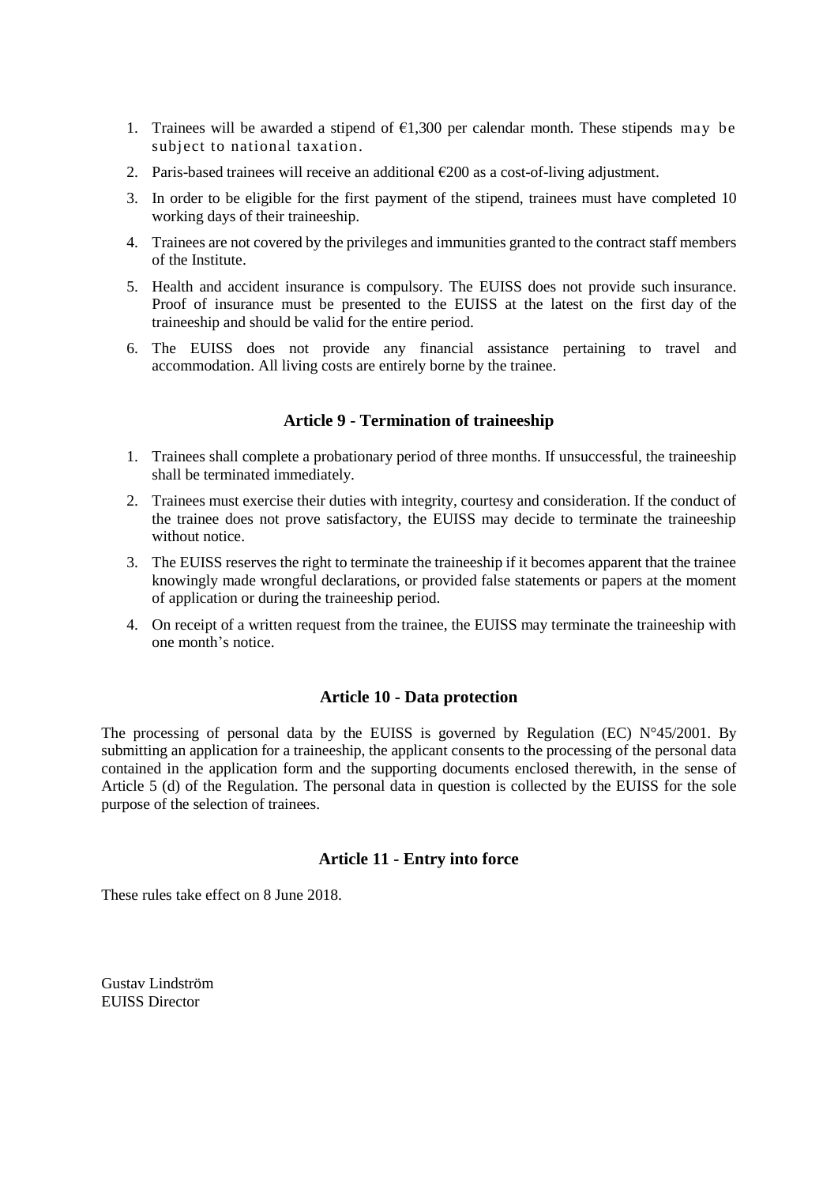1. Trainees will be awarded a stipend of €1,300 per calendar month. These stipends may be subject to national taxation.
2. Paris-based trainees will receive an additional €200 as a cost-of-living adjustment.
3. In order to be eligible for the first payment of the stipend, trainees must have completed 10 working days of their traineeship.
4. Trainees are not covered by the privileges and immunities granted to the contract staff members of the Institute.
5. Health and accident insurance is compulsory. The EUISS does not provide such insurance. Proof of insurance must be presented to the EUISS at the latest on the first day of the traineeship and should be valid for the entire period.
6. The EUISS does not provide any financial assistance pertaining to travel and accommodation. All living costs are entirely borne by the trainee.

### Article 9 - Termination of traineeship

1. Trainees shall complete a probationary period of three months. If unsuccessful, the traineeship shall be terminated immediately.
2. Trainees must exercise their duties with integrity, courtesy and consideration. If the conduct of the trainee does not prove satisfactory, the EUISS may decide to terminate the traineeship without notice.
3. The EUISS reserves the right to terminate the traineeship if it becomes apparent that the trainee knowingly made wrongful declarations, or provided false statements or papers at the moment of application or during the traineeship period.
4. On receipt of a written request from the trainee, the EUISS may terminate the traineeship with one month's notice.

### Article 10 - Data protection

The processing of personal data by the EUISS is governed by Regulation (EC) N°45/2001. By submitting an application for a traineeship, the applicant consents to the processing of the personal data contained in the application form and the supporting documents enclosed therewith, in the sense of Article 5 (d) of the Regulation. The personal data in question is collected by the EUISS for the sole purpose of the selection of trainees.

### Article 11 - Entry into force

These rules take effect on 8 June 2018.

Gustav Lindström
EUISS Director